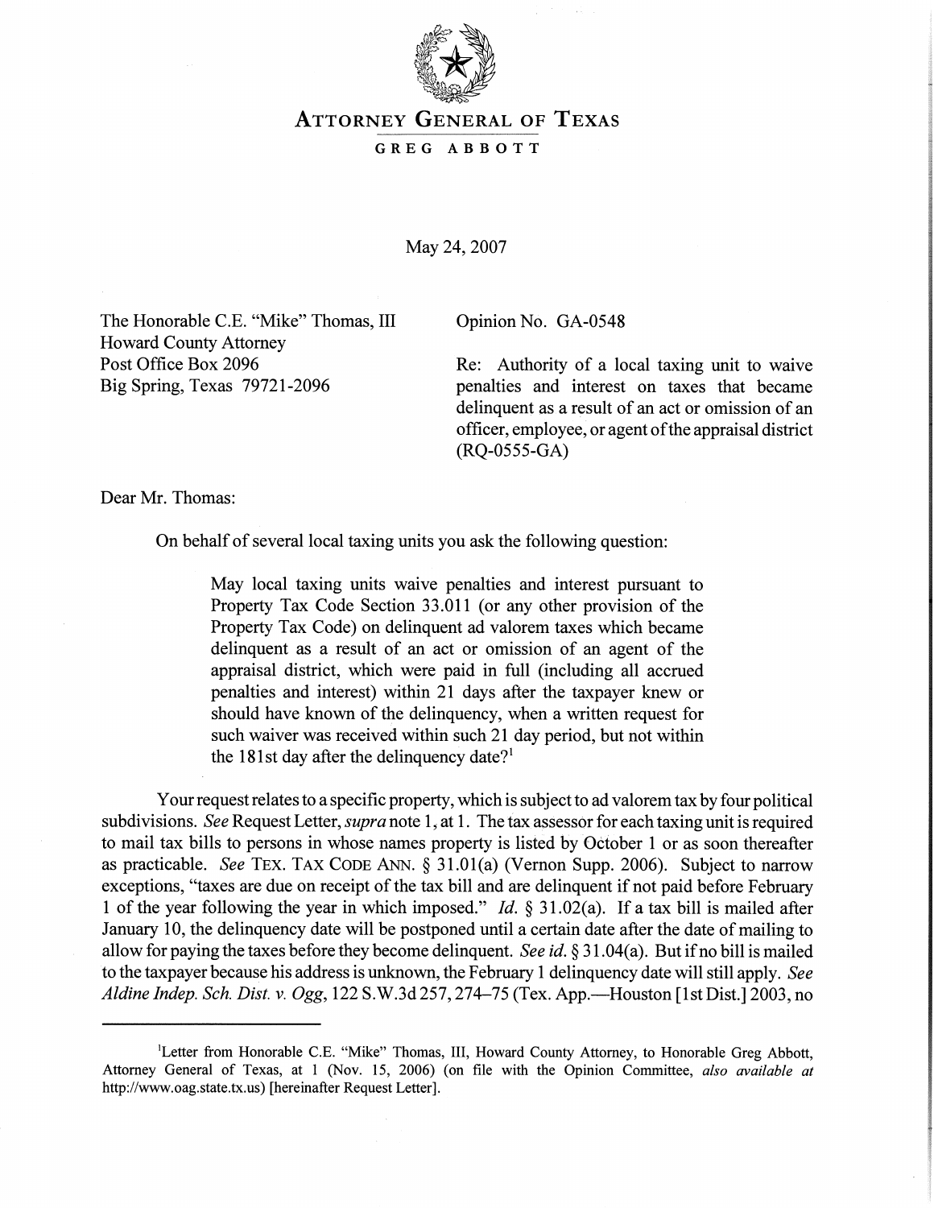# ATTORNEY GENERAL OF TEXAS

## GREG ABBOTT

May 24, 2007

The Honorable C.E. "Mike" Thomas, III
Howard County Attorney
Post Office Box 2096
Big Spring, Texas 79721-2096

Opinion No. GA-0548

Re: Authority of a local taxing unit to waive penalties and interest on taxes that became delinquent as a result of an act or omission of an officer, employee, or agent of the appraisal district (RQ-0555-GA)

Dear Mr. Thomas:

On behalf of several local taxing units you ask the following question:

> May local taxing units waive penalties and interest pursuant to Property Tax Code Section 33.011 (or any other provision of the Property Tax Code) on delinquent ad valorem taxes which became delinquent as a result of an act or omission of an agent of the appraisal district, which were paid in full (including all accrued penalties and interest) within 21 days after the taxpayer knew or should have known of the delinquency, when a written request for such waiver was received within such 21 day period, but not within the 181st day after the delinquency date?[1]

Your request relates to a specific property, which is subject to ad valorem tax by four political subdivisions. *See* Request Letter, *supra* note 1, at 1. The tax assessor for each taxing unit is required to mail tax bills to persons in whose names property is listed by October 1 or as soon thereafter as practicable. *See* TEX. TAX CODE ANN. § 31.01(a) (Vernon Supp. 2006). Subject to narrow exceptions, "taxes are due on receipt of the tax bill and are delinquent if not paid before February 1 of the year following the year in which imposed." *Id.* § 31.02(a). If a tax bill is mailed after January 10, the delinquency date will be postponed until a certain date after the date of mailing to allow for paying the taxes before they become delinquent. *See id.* § 31.04(a). But if no bill is mailed to the taxpayer because his address is unknown, the February 1 delinquency date will still apply. *See Aldine Indep. Sch. Dist. v. Ogg*, 122 S.W.3d 257, 274–75 (Tex. App.—Houston [1st Dist.] 2003, no

---

[1] Letter from Honorable C.E. "Mike" Thomas, III, Howard County Attorney, to Honorable Greg Abbott, Attorney General of Texas, at 1 (Nov. 15, 2006) (on file with the Opinion Committee, *also available at* http://www.oag.state.tx.us) [hereinafter Request Letter].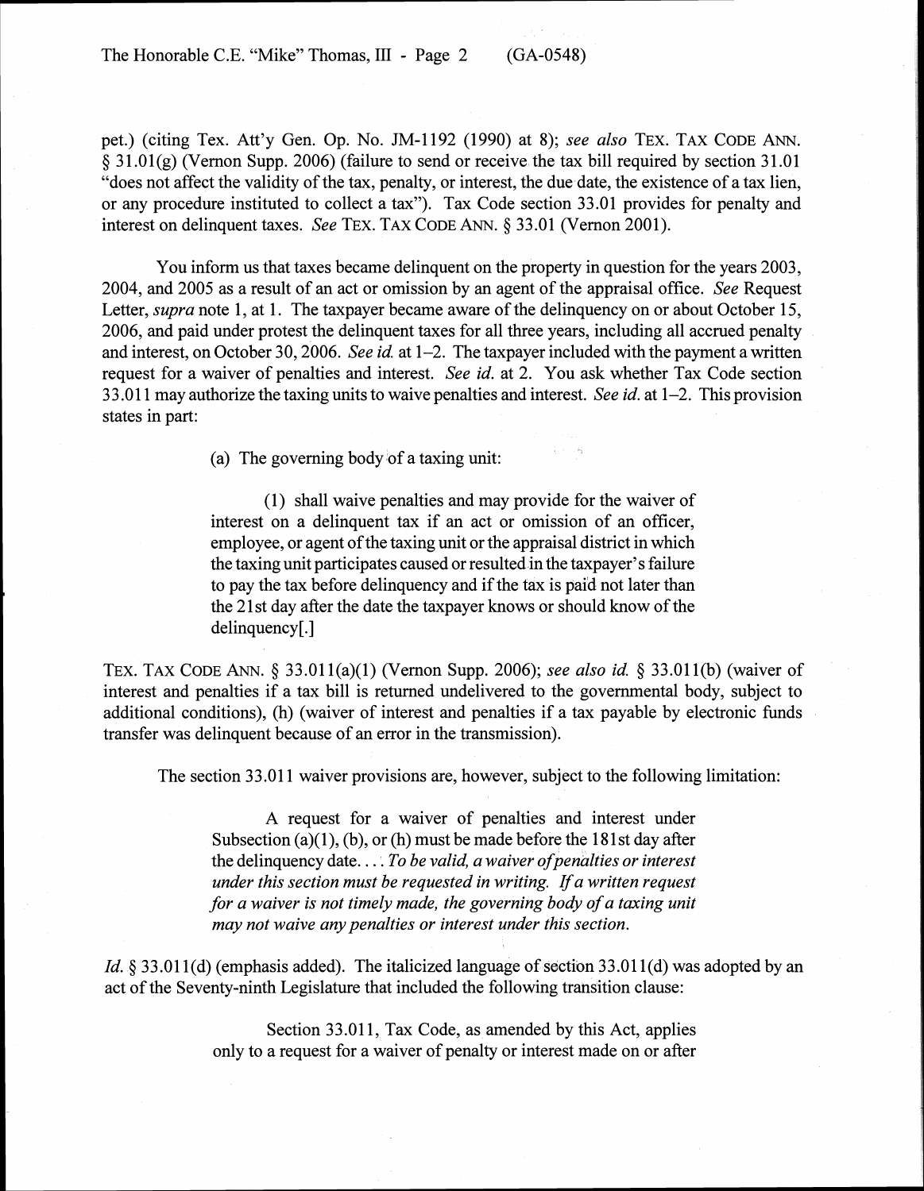pet.) (citing Tex. Att'y Gen. Op. No. JM-1192 (1990) at 8); *see also* TEX. TAX CODE ANN. § 31.01(g) (Vernon Supp. 2006) (failure to send or receive the tax bill required by section 31.01 "does not affect the validity of the tax, penalty, or interest, the due date, the existence of a tax lien, or any procedure instituted to collect a tax"). Tax Code section 33.01 provides for penalty and interest on delinquent taxes. *See* TEX. TAX CODE ANN. § 33.01 (Vernon 2001).

You inform us that taxes became delinquent on the property in question for the years 2003, 2004, and 2005 as a result of an act or omission by an agent of the appraisal office. *See* Request Letter, *supra* note 1, at 1. The taxpayer became aware of the delinquency on or about October 15, 2006, and paid under protest the delinquent taxes for all three years, including all accrued penalty and interest, on October 30, 2006. *See id.* at 1–2. The taxpayer included with the payment a written request for a waiver of penalties and interest. *See id.* at 2. You ask whether Tax Code section 33.011 may authorize the taxing units to waive penalties and interest. *See id.* at 1–2. This provision states in part:

> (a) The governing body of a taxing unit:
>
> (1) shall waive penalties and may provide for the waiver of interest on a delinquent tax if an act or omission of an officer, employee, or agent of the taxing unit or the appraisal district in which the taxing unit participates caused or resulted in the taxpayer's failure to pay the tax before delinquency and if the tax is paid not later than the 21st day after the date the taxpayer knows or should know of the delinquency[.]

TEX. TAX CODE ANN. § 33.011(a)(1) (Vernon Supp. 2006); *see also id.* § 33.011(b) (waiver of interest and penalties if a tax bill is returned undelivered to the governmental body, subject to additional conditions), (h) (waiver of interest and penalties if a tax payable by electronic funds transfer was delinquent because of an error in the transmission).

The section 33.011 waiver provisions are, however, subject to the following limitation:

> A request for a waiver of penalties and interest under Subsection (a)(1), (b), or (h) must be made before the 181st day after the delinquency date. . . . *To be valid, a waiver of penalties or interest under this section must be requested in writing. If a written request for a waiver is not timely made, the governing body of a taxing unit may not waive any penalties or interest under this section.*

*Id.* § 33.011(d) (emphasis added). The italicized language of section 33.011(d) was adopted by an act of the Seventy-ninth Legislature that included the following transition clause:

> Section 33.011, Tax Code, as amended by this Act, applies only to a request for a waiver of penalty or interest made on or after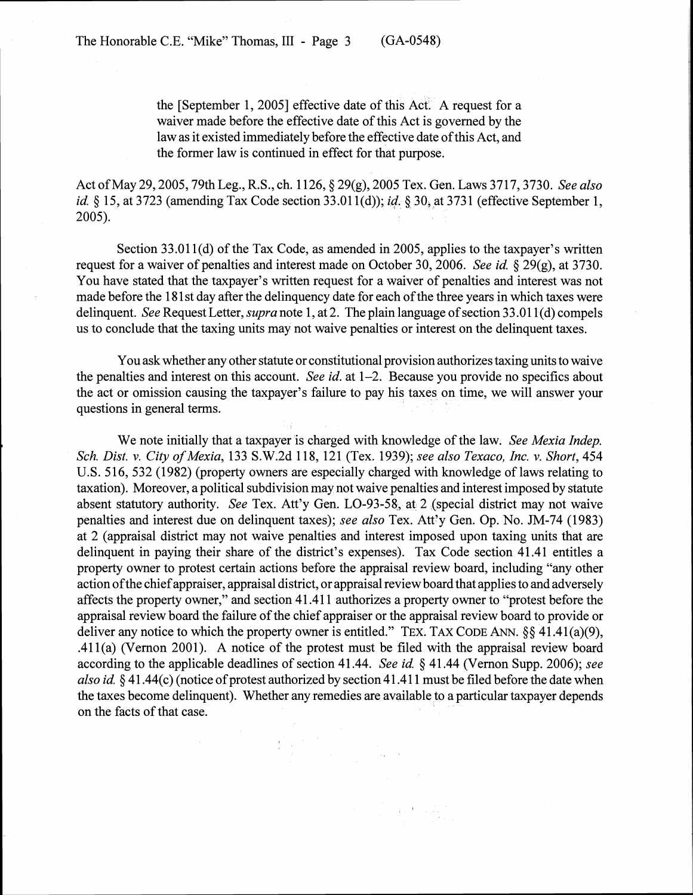> the [September 1, 2005] effective date of this Act. A request for a waiver made before the effective date of this Act is governed by the law as it existed immediately before the effective date of this Act, and the former law is continued in effect for that purpose.

Act of May 29, 2005, 79th Leg., R.S., ch. 1126, § 29(g), 2005 Tex. Gen. Laws 3717, 3730. *See also id.* § 15, at 3723 (amending Tax Code section 33.011(d)); *id.* § 30, at 3731 (effective September 1, 2005).

Section 33.011(d) of the Tax Code, as amended in 2005, applies to the taxpayer's written request for a waiver of penalties and interest made on October 30, 2006. *See id.* § 29(g), at 3730. You have stated that the taxpayer's written request for a waiver of penalties and interest was not made before the 181st day after the delinquency date for each of the three years in which taxes were delinquent. *See* Request Letter, *supra* note 1, at 2. The plain language of section 33.011(d) compels us to conclude that the taxing units may not waive penalties or interest on the delinquent taxes.

You ask whether any other statute or constitutional provision authorizes taxing units to waive the penalties and interest on this account. *See id.* at 1–2. Because you provide no specifics about the act or omission causing the taxpayer's failure to pay his taxes on time, we will answer your questions in general terms.

We note initially that a taxpayer is charged with knowledge of the law. *See Mexia Indep. Sch. Dist. v. City of Mexia*, 133 S.W.2d 118, 121 (Tex. 1939); *see also Texaco, Inc. v. Short*, 454 U.S. 516, 532 (1982) (property owners are especially charged with knowledge of laws relating to taxation). Moreover, a political subdivision may not waive penalties and interest imposed by statute absent statutory authority. *See* Tex. Att'y Gen. LO-93-58, at 2 (special district may not waive penalties and interest due on delinquent taxes); *see also* Tex. Att'y Gen. Op. No. JM-74 (1983) at 2 (appraisal district may not waive penalties and interest imposed upon taxing units that are delinquent in paying their share of the district's expenses). Tax Code section 41.41 entitles a property owner to protest certain actions before the appraisal review board, including "any other action of the chief appraiser, appraisal district, or appraisal review board that applies to and adversely affects the property owner," and section 41.411 authorizes a property owner to "protest before the appraisal review board the failure of the chief appraiser or the appraisal review board to provide or deliver any notice to which the property owner is entitled." TEX. TAX CODE ANN. §§ 41.41(a)(9), .411(a) (Vernon 2001). A notice of the protest must be filed with the appraisal review board according to the applicable deadlines of section 41.44. *See id.* § 41.44 (Vernon Supp. 2006); *see also id.* § 41.44(c) (notice of protest authorized by section 41.411 must be filed before the date when the taxes become delinquent). Whether any remedies are available to a particular taxpayer depends on the facts of that case.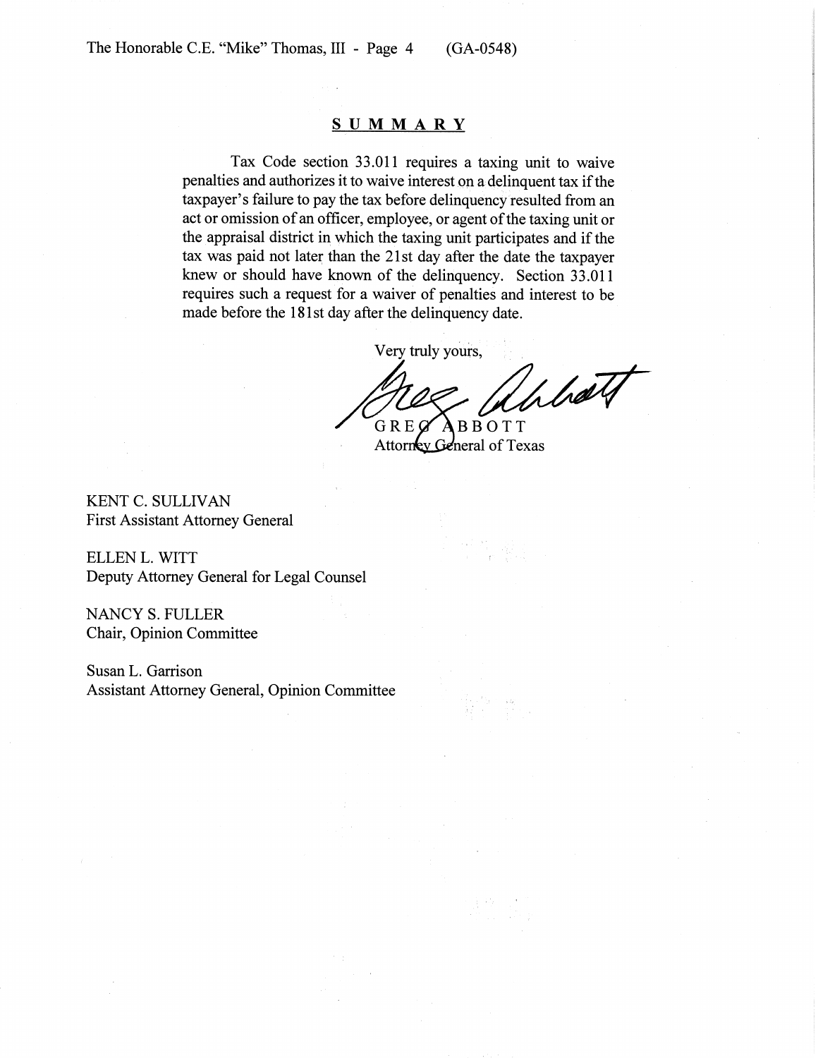## SUMMARY

Tax Code section 33.011 requires a taxing unit to waive penalties and authorizes it to waive interest on a delinquent tax if the taxpayer's failure to pay the tax before delinquency resulted from an act or omission of an officer, employee, or agent of the taxing unit or the appraisal district in which the taxing unit participates and if the tax was paid not later than the 21st day after the date the taxpayer knew or should have known of the delinquency. Section 33.011 requires such a request for a waiver of penalties and interest to be made before the 181st day after the delinquency date.

Very truly yours,

GREG ABBOTT
Attorney General of Texas

KENT C. SULLIVAN
First Assistant Attorney General

ELLEN L. WITT
Deputy Attorney General for Legal Counsel

NANCY S. FULLER
Chair, Opinion Committee

Susan L. Garrison
Assistant Attorney General, Opinion Committee